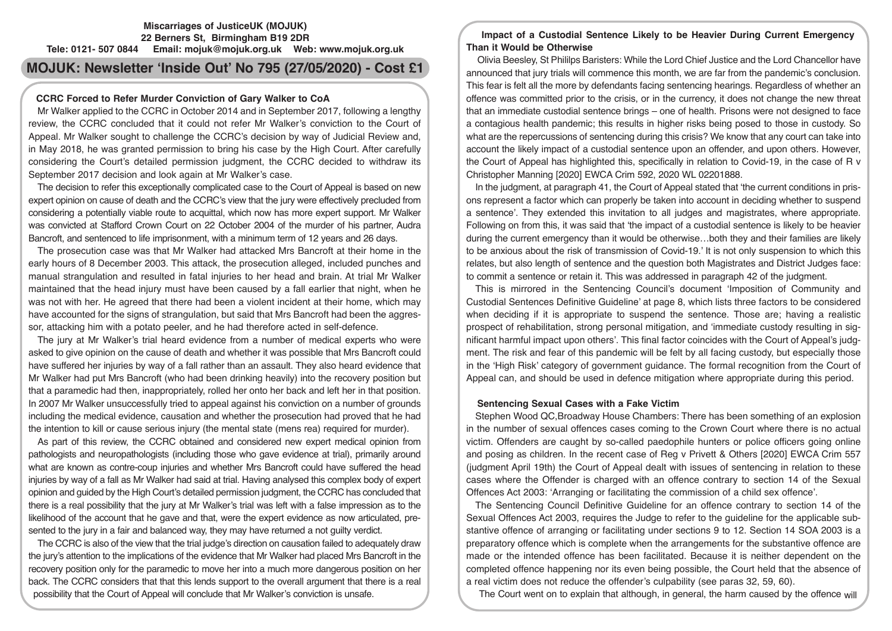**Miscarriages of JusticeUK (MOJUK)**
**22 Berners St, Birmingham B19 2DR**
**Tele: 0121- 507 0844 Email: mojuk@mojuk.org.uk Web: www.mojuk.org.uk**

# MOJUK: Newsletter 'Inside Out' No 795 (27/05/2020) - Cost £1

## CCRC Forced to Refer Murder Conviction of Gary Walker to CoA

Mr Walker applied to the CCRC in October 2014 and in September 2017, following a lengthy review, the CCRC concluded that it could not refer Mr Walker's conviction to the Court of Appeal. Mr Walker sought to challenge the CCRC's decision by way of Judicial Review and, in May 2018, he was granted permission to bring his case by the High Court. After carefully considering the Court's detailed permission judgment, the CCRC decided to withdraw its September 2017 decision and look again at Mr Walker's case.

The decision to refer this exceptionally complicated case to the Court of Appeal is based on new expert opinion on cause of death and the CCRC's view that the jury were effectively precluded from considering a potentially viable route to acquittal, which now has more expert support. Mr Walker was convicted at Stafford Crown Court on 22 October 2004 of the murder of his partner, Audra Bancroft, and sentenced to life imprisonment, with a minimum term of 12 years and 26 days.

The prosecution case was that Mr Walker had attacked Mrs Bancroft at their home in the early hours of 8 December 2003. This attack, the prosecution alleged, included punches and manual strangulation and resulted in fatal injuries to her head and brain. At trial Mr Walker maintained that the head injury must have been caused by a fall earlier that night, when he was not with her. He agreed that there had been a violent incident at their home, which may have accounted for the signs of strangulation, but said that Mrs Bancroft had been the aggressor, attacking him with a potato peeler, and he had therefore acted in self-defence.

The jury at Mr Walker's trial heard evidence from a number of medical experts who were asked to give opinion on the cause of death and whether it was possible that Mrs Bancroft could have suffered her injuries by way of a fall rather than an assault. They also heard evidence that Mr Walker had put Mrs Bancroft (who had been drinking heavily) into the recovery position but that a paramedic had then, inappropriately, rolled her onto her back and left her in that position. In 2007 Mr Walker unsuccessfully tried to appeal against his conviction on a number of grounds including the medical evidence, causation and whether the prosecution had proved that he had the intention to kill or cause serious injury (the mental state (mens rea) required for murder).

As part of this review, the CCRC obtained and considered new expert medical opinion from pathologists and neuropathologists (including those who gave evidence at trial), primarily around what are known as contre-coup injuries and whether Mrs Bancroft could have suffered the head injuries by way of a fall as Mr Walker had said at trial. Having analysed this complex body of expert opinion and guided by the High Court's detailed permission judgment, the CCRC has concluded that there is a real possibility that the jury at Mr Walker's trial was left with a false impression as to the likelihood of the account that he gave and that, were the expert evidence as now articulated, presented to the jury in a fair and balanced way, they may have returned a not guilty verdict.

The CCRC is also of the view that the trial judge's direction on causation failed to adequately draw the jury's attention to the implications of the evidence that Mr Walker had placed Mrs Bancroft in the recovery position only for the paramedic to move her into a much more dangerous position on her back. The CCRC considers that that this lends support to the overall argument that there is a real possibility that the Court of Appeal will conclude that Mr Walker's conviction is unsafe.

## Impact of a Custodial Sentence Likely to be Heavier During Current Emergency Than it Would be Otherwise

Olivia Beesley, St Phililps Baristers: While the Lord Chief Justice and the Lord Chancellor have announced that jury trials will commence this month, we are far from the pandemic's conclusion. This fear is felt all the more by defendants facing sentencing hearings. Regardless of whether an offence was committed prior to the crisis, or in the currency, it does not change the new threat that an immediate custodial sentence brings – one of health. Prisons were not designed to face a contagious health pandemic; this results in higher risks being posed to those in custody. So what are the repercussions of sentencing during this crisis? We know that any court can take into account the likely impact of a custodial sentence upon an offender, and upon others. However, the Court of Appeal has highlighted this, specifically in relation to Covid-19, in the case of R v Christopher Manning [2020] EWCA Crim 592, 2020 WL 02201888.

In the judgment, at paragraph 41, the Court of Appeal stated that 'the current conditions in prisons represent a factor which can properly be taken into account in deciding whether to suspend a sentence'. They extended this invitation to all judges and magistrates, where appropriate. Following on from this, it was said that 'the impact of a custodial sentence is likely to be heavier during the current emergency than it would be otherwise…both they and their families are likely to be anxious about the risk of transmission of Covid-19.' It is not only suspension to which this relates, but also length of sentence and the question both Magistrates and District Judges face: to commit a sentence or retain it. This was addressed in paragraph 42 of the judgment.

This is mirrored in the Sentencing Council's document 'Imposition of Community and Custodial Sentences Definitive Guideline' at page 8, which lists three factors to be considered when deciding if it is appropriate to suspend the sentence. Those are; having a realistic prospect of rehabilitation, strong personal mitigation, and 'immediate custody resulting in significant harmful impact upon others'. This final factor coincides with the Court of Appeal's judgment. The risk and fear of this pandemic will be felt by all facing custody, but especially those in the 'High Risk' category of government guidance. The formal recognition from the Court of Appeal can, and should be used in defence mitigation where appropriate during this period.

## Sentencing Sexual Cases with a Fake Victim

Stephen Wood QC,Broadway House Chambers: There has been something of an explosion in the number of sexual offences cases coming to the Crown Court where there is no actual victim. Offenders are caught by so-called paedophile hunters or police officers going online and posing as children. In the recent case of Reg v Privett & Others [2020] EWCA Crim 557 (judgment April 19th) the Court of Appeal dealt with issues of sentencing in relation to these cases where the Offender is charged with an offence contrary to section 14 of the Sexual Offences Act 2003: 'Arranging or facilitating the commission of a child sex offence'.

The Sentencing Council Definitive Guideline for an offence contrary to section 14 of the Sexual Offences Act 2003, requires the Judge to refer to the guideline for the applicable substantive offence of arranging or facilitating under sections 9 to 12. Section 14 SOA 2003 is a preparatory offence which is complete when the arrangements for the substantive offence are made or the intended offence has been facilitated. Because it is neither dependent on the completed offence happening nor its even being possible, the Court held that the absence of a real victim does not reduce the offender's culpability (see paras 32, 59, 60).

The Court went on to explain that although, in general, the harm caused by the offence will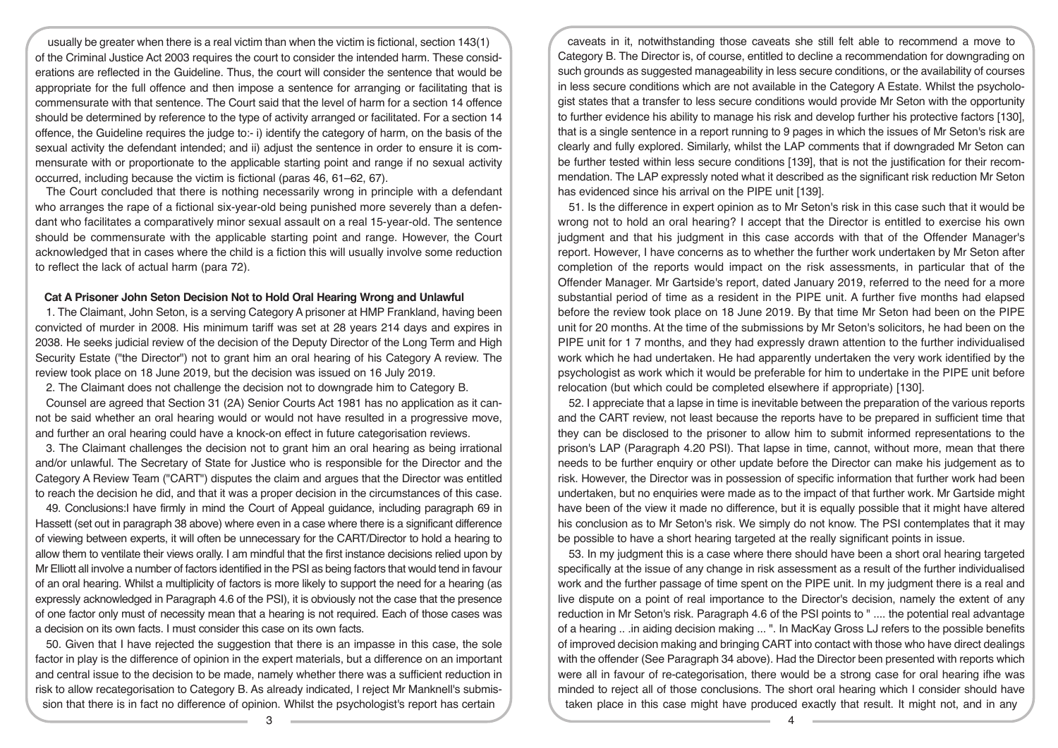usually be greater when there is a real victim than when the victim is fictional, section 143(1) of the Criminal Justice Act 2003 requires the court to consider the intended harm. These considerations are reflected in the Guideline. Thus, the court will consider the sentence that would be appropriate for the full offence and then impose a sentence for arranging or facilitating that is commensurate with that sentence. The Court said that the level of harm for a section 14 offence should be determined by reference to the type of activity arranged or facilitated. For a section 14 offence, the Guideline requires the judge to:- i) identify the category of harm, on the basis of the sexual activity the defendant intended; and ii) adjust the sentence in order to ensure it is commensurate with or proportionate to the applicable starting point and range if no sexual activity occurred, including because the victim is fictional (paras 46, 61–62, 67).

The Court concluded that there is nothing necessarily wrong in principle with a defendant who arranges the rape of a fictional six-year-old being punished more severely than a defendant who facilitates a comparatively minor sexual assault on a real 15-year-old. The sentence should be commensurate with the applicable starting point and range. However, the Court acknowledged that in cases where the child is a fiction this will usually involve some reduction to reflect the lack of actual harm (para 72).

**Cat A Prisoner John Seton Decision Not to Hold Oral Hearing Wrong and Unlawful**

1. The Claimant, John Seton, is a serving Category A prisoner at HMP Frankland, having been convicted of murder in 2008. His minimum tariff was set at 28 years 214 days and expires in 2038. He seeks judicial review of the decision of the Deputy Director of the Long Term and High Security Estate ("the Director") not to grant him an oral hearing of his Category A review. The review took place on 18 June 2019, but the decision was issued on 16 July 2019.

2. The Claimant does not challenge the decision not to downgrade him to Category B.

Counsel are agreed that Section 31 (2A) Senior Courts Act 1981 has no application as it cannot be said whether an oral hearing would or would not have resulted in a progressive move, and further an oral hearing could have a knock-on effect in future categorisation reviews.

3. The Claimant challenges the decision not to grant him an oral hearing as being irrational and/or unlawful. The Secretary of State for Justice who is responsible for the Director and the Category A Review Team ("CART") disputes the claim and argues that the Director was entitled to reach the decision he did, and that it was a proper decision in the circumstances of this case.

49. Conclusions:I have firmly in mind the Court of Appeal guidance, including paragraph 69 in Hassett (set out in paragraph 38 above) where even in a case where there is a significant difference of viewing between experts, it will often be unnecessary for the CART/Director to hold a hearing to allow them to ventilate their views orally. I am mindful that the first instance decisions relied upon by Mr Elliott all involve a number of factors identified in the PSI as being factors that would tend in favour of an oral hearing. Whilst a multiplicity of factors is more likely to support the need for a hearing (as expressly acknowledged in Paragraph 4.6 of the PSI), it is obviously not the case that the presence of one factor only must of necessity mean that a hearing is not required. Each of those cases was a decision on its own facts. I must consider this case on its own facts.

50. Given that I have rejected the suggestion that there is an impasse in this case, the sole factor in play is the difference of opinion in the expert materials, but a difference on an important and central issue to the decision to be made, namely whether there was a sufficient reduction in risk to allow recategorisation to Category B. As already indicated, I reject Mr Manknell's submission that there is in fact no difference of opinion. Whilst the psychologist's report has certain caveats in it, notwithstanding those caveats she still felt able to recommend a move to Category B. The Director is, of course, entitled to decline a recommendation for downgrading on such grounds as suggested manageability in less secure conditions, or the availability of courses in less secure conditions which are not available in the Category A Estate. Whilst the psychologist states that a transfer to less secure conditions would provide Mr Seton with the opportunity to further evidence his ability to manage his risk and develop further his protective factors [130], that is a single sentence in a report running to 9 pages in which the issues of Mr Seton's risk are clearly and fully explored. Similarly, whilst the LAP comments that if downgraded Mr Seton can be further tested within less secure conditions [139], that is not the justification for their recommendation. The LAP expressly noted what it described as the significant risk reduction Mr Seton has evidenced since his arrival on the PIPE unit [139].

51. Is the difference in expert opinion as to Mr Seton's risk in this case such that it would be wrong not to hold an oral hearing? I accept that the Director is entitled to exercise his own judgment and that his judgment in this case accords with that of the Offender Manager's report. However, I have concerns as to whether the further work undertaken by Mr Seton after completion of the reports would impact on the risk assessments, in particular that of the Offender Manager. Mr Gartside's report, dated January 2019, referred to the need for a more substantial period of time as a resident in the PIPE unit. A further five months had elapsed before the review took place on 18 June 2019. By that time Mr Seton had been on the PIPE unit for 20 months. At the time of the submissions by Mr Seton's solicitors, he had been on the PIPE unit for 1 7 months, and they had expressly drawn attention to the further individualised work which he had undertaken. He had apparently undertaken the very work identified by the psychologist as work which it would be preferable for him to undertake in the PIPE unit before relocation (but which could be completed elsewhere if appropriate) [130].

52. I appreciate that a lapse in time is inevitable between the preparation of the various reports and the CART review, not least because the reports have to be prepared in sufficient time that they can be disclosed to the prisoner to allow him to submit informed representations to the prison's LAP (Paragraph 4.20 PSI). That lapse in time, cannot, without more, mean that there needs to be further enquiry or other update before the Director can make his judgement as to risk. However, the Director was in possession of specific information that further work had been undertaken, but no enquiries were made as to the impact of that further work. Mr Gartside might have been of the view it made no difference, but it is equally possible that it might have altered his conclusion as to Mr Seton's risk. We simply do not know. The PSI contemplates that it may be possible to have a short hearing targeted at the really significant points in issue.

53. In my judgment this is a case where there should have been a short oral hearing targeted specifically at the issue of any change in risk assessment as a result of the further individualised work and the further passage of time spent on the PIPE unit. In my judgment there is a real and live dispute on a point of real importance to the Director's decision, namely the extent of any reduction in Mr Seton's risk. Paragraph 4.6 of the PSI points to " .... the potential real advantage of a hearing .. .in aiding decision making ... ". In MacKay Gross LJ refers to the possible benefits of improved decision making and bringing CART into contact with those who have direct dealings with the offender (See Paragraph 34 above). Had the Director been presented with reports which were all in favour of re-categorisation, there would be a strong case for oral hearing ifhe was minded to reject all of those conclusions. The short oral hearing which I consider should have taken place in this case might have produced exactly that result. It might not, and in any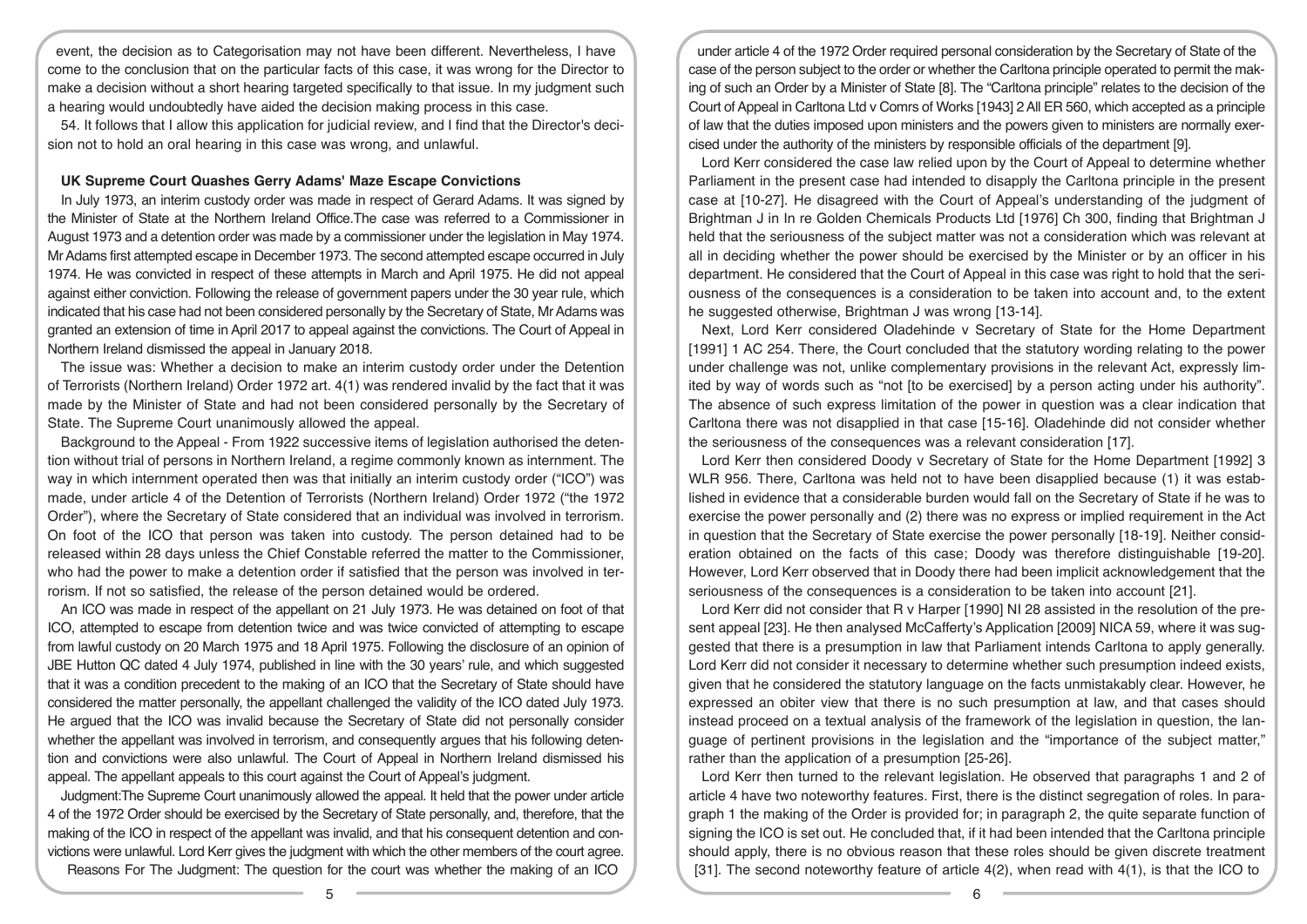event, the decision as to Categorisation may not have been different. Nevertheless, I have come to the conclusion that on the particular facts of this case, it was wrong for the Director to make a decision without a short hearing targeted specifically to that issue. In my judgment such a hearing would undoubtedly have aided the decision making process in this case.

54. It follows that I allow this application for judicial review, and I find that the Director's decision not to hold an oral hearing in this case was wrong, and unlawful.

### UK Supreme Court Quashes Gerry Adams' Maze Escape Convictions

In July 1973, an interim custody order was made in respect of Gerard Adams. It was signed by the Minister of State at the Northern Ireland Office.The case was referred to a Commissioner in August 1973 and a detention order was made by a commissioner under the legislation in May 1974. Mr Adams first attempted escape in December 1973. The second attempted escape occurred in July 1974. He was convicted in respect of these attempts in March and April 1975. He did not appeal against either conviction. Following the release of government papers under the 30 year rule, which indicated that his case had not been considered personally by the Secretary of State, Mr Adams was granted an extension of time in April 2017 to appeal against the convictions. The Court of Appeal in Northern Ireland dismissed the appeal in January 2018.

The issue was: Whether a decision to make an interim custody order under the Detention of Terrorists (Northern Ireland) Order 1972 art. 4(1) was rendered invalid by the fact that it was made by the Minister of State and had not been considered personally by the Secretary of State. The Supreme Court unanimously allowed the appeal.

Background to the Appeal - From 1922 successive items of legislation authorised the detention without trial of persons in Northern Ireland, a regime commonly known as internment. The way in which internment operated then was that initially an interim custody order ("ICO") was made, under article 4 of the Detention of Terrorists (Northern Ireland) Order 1972 ("the 1972 Order"), where the Secretary of State considered that an individual was involved in terrorism. On foot of the ICO that person was taken into custody. The person detained had to be released within 28 days unless the Chief Constable referred the matter to the Commissioner, who had the power to make a detention order if satisfied that the person was involved in terrorism. If not so satisfied, the release of the person detained would be ordered.

An ICO was made in respect of the appellant on 21 July 1973. He was detained on foot of that ICO, attempted to escape from detention twice and was twice convicted of attempting to escape from lawful custody on 20 March 1975 and 18 April 1975. Following the disclosure of an opinion of JBE Hutton QC dated 4 July 1974, published in line with the 30 years' rule, and which suggested that it was a condition precedent to the making of an ICO that the Secretary of State should have considered the matter personally, the appellant challenged the validity of the ICO dated July 1973. He argued that the ICO was invalid because the Secretary of State did not personally consider whether the appellant was involved in terrorism, and consequently argues that his following detention and convictions were also unlawful. The Court of Appeal in Northern Ireland dismissed his appeal. The appellant appeals to this court against the Court of Appeal's judgment.

Judgment:The Supreme Court unanimously allowed the appeal. It held that the power under article 4 of the 1972 Order should be exercised by the Secretary of State personally, and, therefore, that the making of the ICO in respect of the appellant was invalid, and that his consequent detention and convictions were unlawful. Lord Kerr gives the judgment with which the other members of the court agree.

Reasons For The Judgment: The question for the court was whether the making of an ICO under article 4 of the 1972 Order required personal consideration by the Secretary of State of the case of the person subject to the order or whether the Carltona principle operated to permit the making of such an Order by a Minister of State [8]. The "Carltona principle" relates to the decision of the Court of Appeal in Carltona Ltd v Comrs of Works [1943] 2 All ER 560, which accepted as a principle of law that the duties imposed upon ministers and the powers given to ministers are normally exercised under the authority of the ministers by responsible officials of the department [9].

Lord Kerr considered the case law relied upon by the Court of Appeal to determine whether Parliament in the present case had intended to disapply the Carltona principle in the present case at [10-27]. He disagreed with the Court of Appeal's understanding of the judgment of Brightman J in In re Golden Chemicals Products Ltd [1976] Ch 300, finding that Brightman J held that the seriousness of the subject matter was not a consideration which was relevant at all in deciding whether the power should be exercised by the Minister or by an officer in his department. He considered that the Court of Appeal in this case was right to hold that the seriousness of the consequences is a consideration to be taken into account and, to the extent he suggested otherwise, Brightman J was wrong [13-14].

Next, Lord Kerr considered Oladehinde v Secretary of State for the Home Department [1991] 1 AC 254. There, the Court concluded that the statutory wording relating to the power under challenge was not, unlike complementary provisions in the relevant Act, expressly limited by way of words such as "not [to be exercised] by a person acting under his authority". The absence of such express limitation of the power in question was a clear indication that Carltona there was not disapplied in that case [15-16]. Oladehinde did not consider whether the seriousness of the consequences was a relevant consideration [17].

Lord Kerr then considered Doody v Secretary of State for the Home Department [1992] 3 WLR 956. There, Carltona was held not to have been disapplied because (1) it was established in evidence that a considerable burden would fall on the Secretary of State if he was to exercise the power personally and (2) there was no express or implied requirement in the Act in question that the Secretary of State exercise the power personally [18-19]. Neither consideration obtained on the facts of this case; Doody was therefore distinguishable [19-20]. However, Lord Kerr observed that in Doody there had been implicit acknowledgement that the seriousness of the consequences is a consideration to be taken into account [21].

Lord Kerr did not consider that R v Harper [1990] NI 28 assisted in the resolution of the present appeal [23]. He then analysed McCafferty's Application [2009] NICA 59, where it was suggested that there is a presumption in law that Parliament intends Carltona to apply generally. Lord Kerr did not consider it necessary to determine whether such presumption indeed exists, given that he considered the statutory language on the facts unmistakably clear. However, he expressed an obiter view that there is no such presumption at law, and that cases should instead proceed on a textual analysis of the framework of the legislation in question, the language of pertinent provisions in the legislation and the "importance of the subject matter," rather than the application of a presumption [25-26].

Lord Kerr then turned to the relevant legislation. He observed that paragraphs 1 and 2 of article 4 have two noteworthy features. First, there is the distinct segregation of roles. In paragraph 1 the making of the Order is provided for; in paragraph 2, the quite separate function of signing the ICO is set out. He concluded that, if it had been intended that the Carltona principle should apply, there is no obvious reason that these roles should be given discrete treatment [31]. The second noteworthy feature of article 4(2), when read with 4(1), is that the ICO to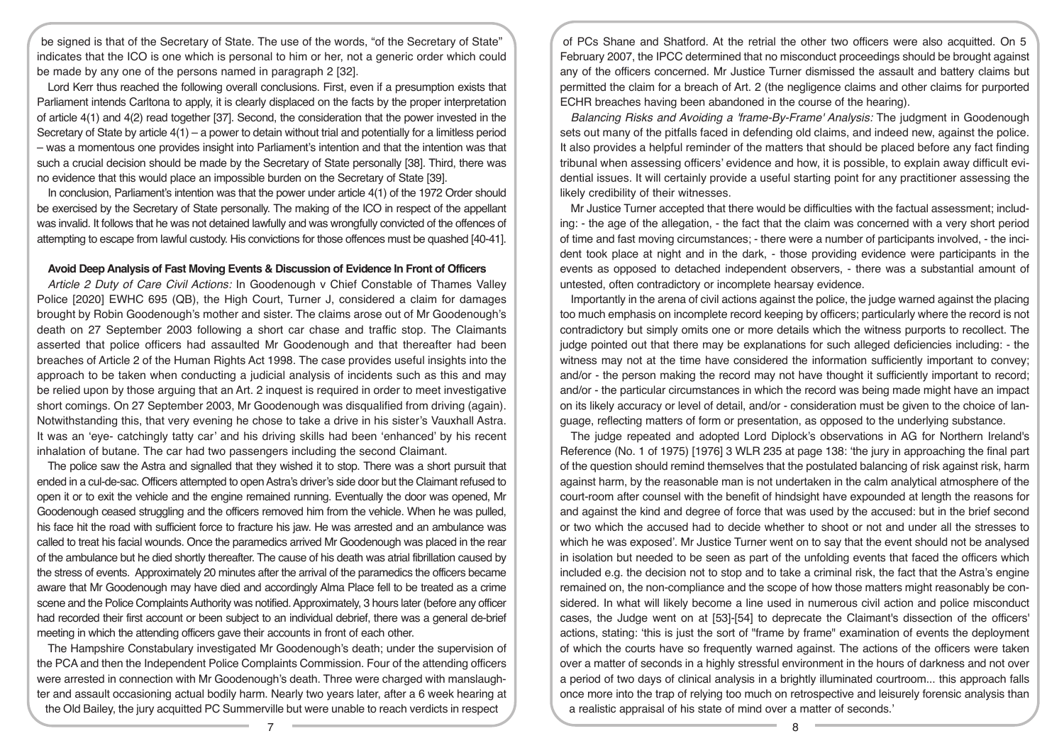be signed is that of the Secretary of State. The use of the words, "of the Secretary of State" indicates that the ICO is one which is personal to him or her, not a generic order which could be made by any one of the persons named in paragraph 2 [32].

Lord Kerr thus reached the following overall conclusions. First, even if a presumption exists that Parliament intends Carltona to apply, it is clearly displaced on the facts by the proper interpretation of article 4(1) and 4(2) read together [37]. Second, the consideration that the power invested in the Secretary of State by article 4(1) – a power to detain without trial and potentially for a limitless period – was a momentous one provides insight into Parliament's intention and that the intention was that such a crucial decision should be made by the Secretary of State personally [38]. Third, there was no evidence that this would place an impossible burden on the Secretary of State [39].

In conclusion, Parliament's intention was that the power under article 4(1) of the 1972 Order should be exercised by the Secretary of State personally. The making of the ICO in respect of the appellant was invalid. It follows that he was not detained lawfully and was wrongfully convicted of the offences of attempting to escape from lawful custody. His convictions for those offences must be quashed [40-41].

**Avoid Deep Analysis of Fast Moving Events & Discussion of Evidence In Front of Officers**

*Article 2 Duty of Care Civil Actions:* In Goodenough v Chief Constable of Thames Valley Police [2020] EWHC 695 (QB), the High Court, Turner J, considered a claim for damages brought by Robin Goodenough's mother and sister. The claims arose out of Mr Goodenough's death on 27 September 2003 following a short car chase and traffic stop. The Claimants asserted that police officers had assaulted Mr Goodenough and that thereafter had been breaches of Article 2 of the Human Rights Act 1998. The case provides useful insights into the approach to be taken when conducting a judicial analysis of incidents such as this and may be relied upon by those arguing that an Art. 2 inquest is required in order to meet investigative short comings. On 27 September 2003, Mr Goodenough was disqualified from driving (again). Notwithstanding this, that very evening he chose to take a drive in his sister's Vauxhall Astra. It was an 'eye- catchingly tatty car' and his driving skills had been 'enhanced' by his recent inhalation of butane. The car had two passengers including the second Claimant.

The police saw the Astra and signalled that they wished it to stop. There was a short pursuit that ended in a cul-de-sac. Officers attempted to open Astra's driver's side door but the Claimant refused to open it or to exit the vehicle and the engine remained running. Eventually the door was opened, Mr Goodenough ceased struggling and the officers removed him from the vehicle. When he was pulled, his face hit the road with sufficient force to fracture his jaw. He was arrested and an ambulance was called to treat his facial wounds. Once the paramedics arrived Mr Goodenough was placed in the rear of the ambulance but he died shortly thereafter. The cause of his death was atrial fibrillation caused by the stress of events. Approximately 20 minutes after the arrival of the paramedics the officers became aware that Mr Goodenough may have died and accordingly Alma Place fell to be treated as a crime scene and the Police Complaints Authority was notified. Approximately, 3 hours later (before any officer had recorded their first account or been subject to an individual debrief, there was a general de-brief meeting in which the attending officers gave their accounts in front of each other.

The Hampshire Constabulary investigated Mr Goodenough's death; under the supervision of the PCA and then the Independent Police Complaints Commission. Four of the attending officers were arrested in connection with Mr Goodenough's death. Three were charged with manslaughter and assault occasioning actual bodily harm. Nearly two years later, after a 6 week hearing at the Old Bailey, the jury acquitted PC Summerville but were unable to reach verdicts in respect of PCs Shane and Shatford. At the retrial the other two officers were also acquitted. On 5 February 2007, the IPCC determined that no misconduct proceedings should be brought against any of the officers concerned. Mr Justice Turner dismissed the assault and battery claims but permitted the claim for a breach of Art. 2 (the negligence claims and other claims for purported ECHR breaches having been abandoned in the course of the hearing).

*Balancing Risks and Avoiding a 'frame-By-Frame' Analysis:* The judgment in Goodenough sets out many of the pitfalls faced in defending old claims, and indeed new, against the police. It also provides a helpful reminder of the matters that should be placed before any fact finding tribunal when assessing officers' evidence and how, it is possible, to explain away difficult evidential issues. It will certainly provide a useful starting point for any practitioner assessing the likely credibility of their witnesses.

Mr Justice Turner accepted that there would be difficulties with the factual assessment; including: - the age of the allegation, - the fact that the claim was concerned with a very short period of time and fast moving circumstances; - there were a number of participants involved, - the incident took place at night and in the dark, - those providing evidence were participants in the events as opposed to detached independent observers, - there was a substantial amount of untested, often contradictory or incomplete hearsay evidence.

Importantly in the arena of civil actions against the police, the judge warned against the placing too much emphasis on incomplete record keeping by officers; particularly where the record is not contradictory but simply omits one or more details which the witness purports to recollect. The judge pointed out that there may be explanations for such alleged deficiencies including: - the witness may not at the time have considered the information sufficiently important to convey; and/or - the person making the record may not have thought it sufficiently important to record; and/or - the particular circumstances in which the record was being made might have an impact on its likely accuracy or level of detail, and/or - consideration must be given to the choice of language, reflecting matters of form or presentation, as opposed to the underlying substance.

The judge repeated and adopted Lord Diplock's observations in AG for Northern Ireland's Reference (No. 1 of 1975) [1976] 3 WLR 235 at page 138: 'the jury in approaching the final part of the question should remind themselves that the postulated balancing of risk against risk, harm against harm, by the reasonable man is not undertaken in the calm analytical atmosphere of the court-room after counsel with the benefit of hindsight have expounded at length the reasons for and against the kind and degree of force that was used by the accused: but in the brief second or two which the accused had to decide whether to shoot or not and under all the stresses to which he was exposed'. Mr Justice Turner went on to say that the event should not be analysed in isolation but needed to be seen as part of the unfolding events that faced the officers which included e.g. the decision not to stop and to take a criminal risk, the fact that the Astra's engine remained on, the non-compliance and the scope of how those matters might reasonably be considered. In what will likely become a line used in numerous civil action and police misconduct cases, the Judge went on at [53]-[54] to deprecate the Claimant's dissection of the officers' actions, stating: 'this is just the sort of "frame by frame" examination of events the deployment of which the courts have so frequently warned against. The actions of the officers were taken over a matter of seconds in a highly stressful environment in the hours of darkness and not over a period of two days of clinical analysis in a brightly illuminated courtroom... this approach falls once more into the trap of relying too much on retrospective and leisurely forensic analysis than a realistic appraisal of his state of mind over a matter of seconds.'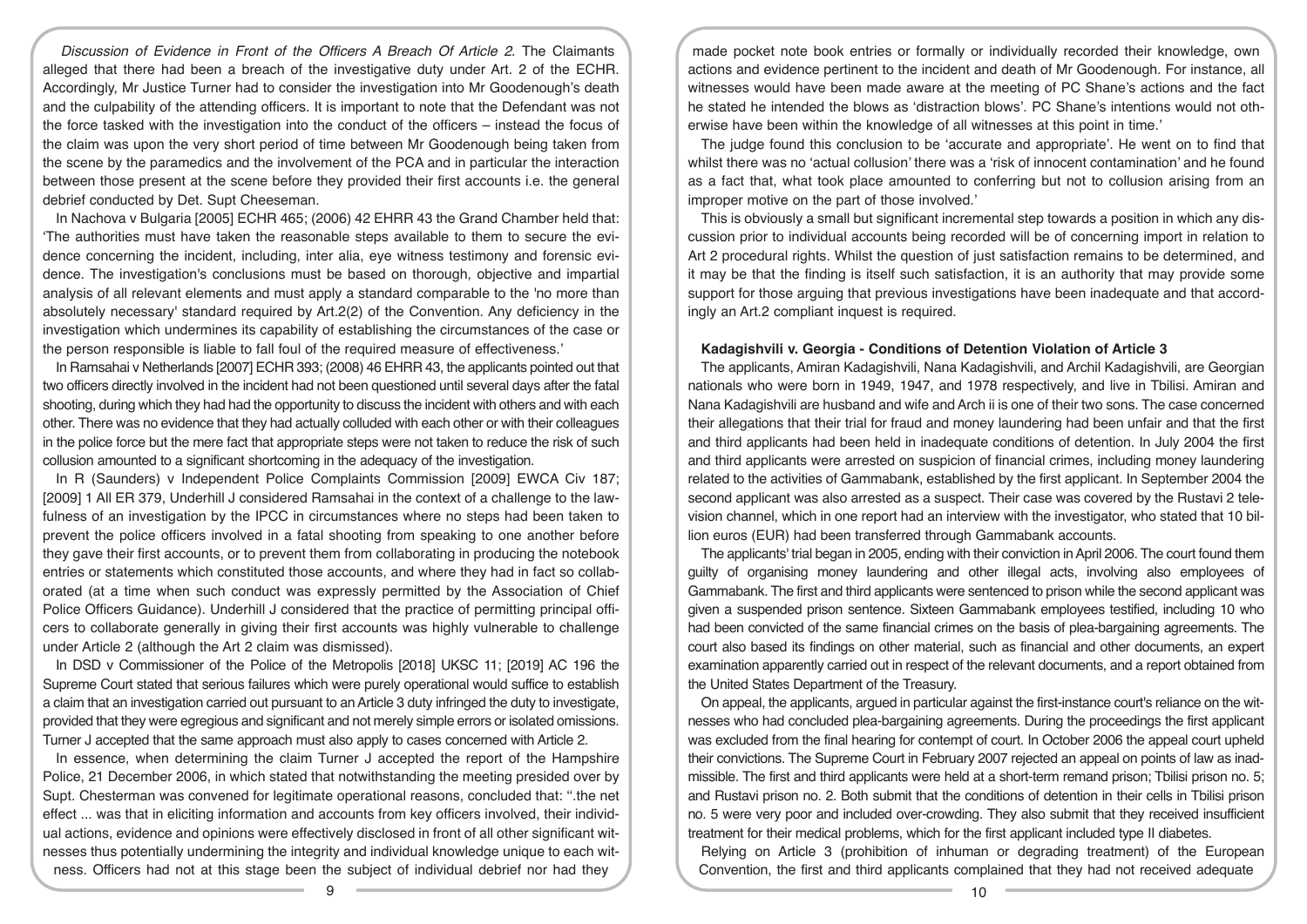*Discussion of Evidence in Front of the Officers A Breach Of Article 2*. The Claimants alleged that there had been a breach of the investigative duty under Art. 2 of the ECHR. Accordingly, Mr Justice Turner had to consider the investigation into Mr Goodenough's death and the culpability of the attending officers. It is important to note that the Defendant was not the force tasked with the investigation into the conduct of the officers – instead the focus of the claim was upon the very short period of time between Mr Goodenough being taken from the scene by the paramedics and the involvement of the PCA and in particular the interaction between those present at the scene before they provided their first accounts i.e. the general debrief conducted by Det. Supt Cheeseman.

In Nachova v Bulgaria [2005] ECHR 465; (2006) 42 EHRR 43 the Grand Chamber held that: 'The authorities must have taken the reasonable steps available to them to secure the evidence concerning the incident, including, inter alia, eye witness testimony and forensic evidence. The investigation's conclusions must be based on thorough, objective and impartial analysis of all relevant elements and must apply a standard comparable to the 'no more than absolutely necessary' standard required by Art.2(2) of the Convention. Any deficiency in the investigation which undermines its capability of establishing the circumstances of the case or the person responsible is liable to fall foul of the required measure of effectiveness.'

In Ramsahai v Netherlands [2007] ECHR 393; (2008) 46 EHRR 43, the applicants pointed out that two officers directly involved in the incident had not been questioned until several days after the fatal shooting, during which they had had the opportunity to discuss the incident with others and with each other. There was no evidence that they had actually colluded with each other or with their colleagues in the police force but the mere fact that appropriate steps were not taken to reduce the risk of such collusion amounted to a significant shortcoming in the adequacy of the investigation.

In R (Saunders) v Independent Police Complaints Commission [2009] EWCA Civ 187; [2009] 1 All ER 379, Underhill J considered Ramsahai in the context of a challenge to the lawfulness of an investigation by the IPCC in circumstances where no steps had been taken to prevent the police officers involved in a fatal shooting from speaking to one another before they gave their first accounts, or to prevent them from collaborating in producing the notebook entries or statements which constituted those accounts, and where they had in fact so collaborated (at a time when such conduct was expressly permitted by the Association of Chief Police Officers Guidance). Underhill J considered that the practice of permitting principal officers to collaborate generally in giving their first accounts was highly vulnerable to challenge under Article 2 (although the Art 2 claim was dismissed).

In DSD v Commissioner of the Police of the Metropolis [2018] UKSC 11; [2019] AC 196 the Supreme Court stated that serious failures which were purely operational would suffice to establish a claim that an investigation carried out pursuant to an Article 3 duty infringed the duty to investigate, provided that they were egregious and significant and not merely simple errors or isolated omissions. Turner J accepted that the same approach must also apply to cases concerned with Article 2.

In essence, when determining the claim Turner J accepted the report of the Hampshire Police, 21 December 2006, in which stated that notwithstanding the meeting presided over by Supt. Chesterman was convened for legitimate operational reasons, concluded that: ".the net effect ... was that in eliciting information and accounts from key officers involved, their individual actions, evidence and opinions were effectively disclosed in front of all other significant witnesses thus potentially undermining the integrity and individual knowledge unique to each witness. Officers had not at this stage been the subject of individual debrief nor had they made pocket note book entries or formally or individually recorded their knowledge, own actions and evidence pertinent to the incident and death of Mr Goodenough. For instance, all witnesses would have been made aware at the meeting of PC Shane's actions and the fact he stated he intended the blows as 'distraction blows'. PC Shane's intentions would not otherwise have been within the knowledge of all witnesses at this point in time.'

The judge found this conclusion to be 'accurate and appropriate'. He went on to find that whilst there was no 'actual collusion' there was a 'risk of innocent contamination' and he found as a fact that, what took place amounted to conferring but not to collusion arising from an improper motive on the part of those involved.'

This is obviously a small but significant incremental step towards a position in which any discussion prior to individual accounts being recorded will be of concerning import in relation to Art 2 procedural rights. Whilst the question of just satisfaction remains to be determined, and it may be that the finding is itself such satisfaction, it is an authority that may provide some support for those arguing that previous investigations have been inadequate and that accordingly an Art.2 compliant inquest is required.

**Kadagishvili v. Georgia - Conditions of Detention Violation of Article 3**

The applicants, Amiran Kadagishvili, Nana Kadagishvili, and Archil Kadagishvili, are Georgian nationals who were born in 1949, 1947, and 1978 respectively, and live in Tbilisi. Amiran and Nana Kadagishvili are husband and wife and Arch ii is one of their two sons. The case concerned their allegations that their trial for fraud and money laundering had been unfair and that the first and third applicants had been held in inadequate conditions of detention. In July 2004 the first and third applicants were arrested on suspicion of financial crimes, including money laundering related to the activities of Gammabank, established by the first applicant. In September 2004 the second applicant was also arrested as a suspect. Their case was covered by the Rustavi 2 television channel, which in one report had an interview with the investigator, who stated that 10 billion euros (EUR) had been transferred through Gammabank accounts.

The applicants' trial began in 2005, ending with their conviction in April 2006. The court found them guilty of organising money laundering and other illegal acts, involving also employees of Gammabank. The first and third applicants were sentenced to prison while the second applicant was given a suspended prison sentence. Sixteen Gammabank employees testified, including 10 who had been convicted of the same financial crimes on the basis of plea-bargaining agreements. The court also based its findings on other material, such as financial and other documents, an expert examination apparently carried out in respect of the relevant documents, and a report obtained from the United States Department of the Treasury.

On appeal, the applicants, argued in particular against the first-instance court's reliance on the witnesses who had concluded plea-bargaining agreements. During the proceedings the first applicant was excluded from the final hearing for contempt of court. In October 2006 the appeal court upheld their convictions. The Supreme Court in February 2007 rejected an appeal on points of law as inadmissible. The first and third applicants were held at a short-term remand prison; Tbilisi prison no. 5; and Rustavi prison no. 2. Both submit that the conditions of detention in their cells in Tbilisi prison no. 5 were very poor and included over-crowding. They also submit that they received insufficient treatment for their medical problems, which for the first applicant included type II diabetes.

Relying on Article 3 (prohibition of inhuman or degrading treatment) of the European Convention, the first and third applicants complained that they had not received adequate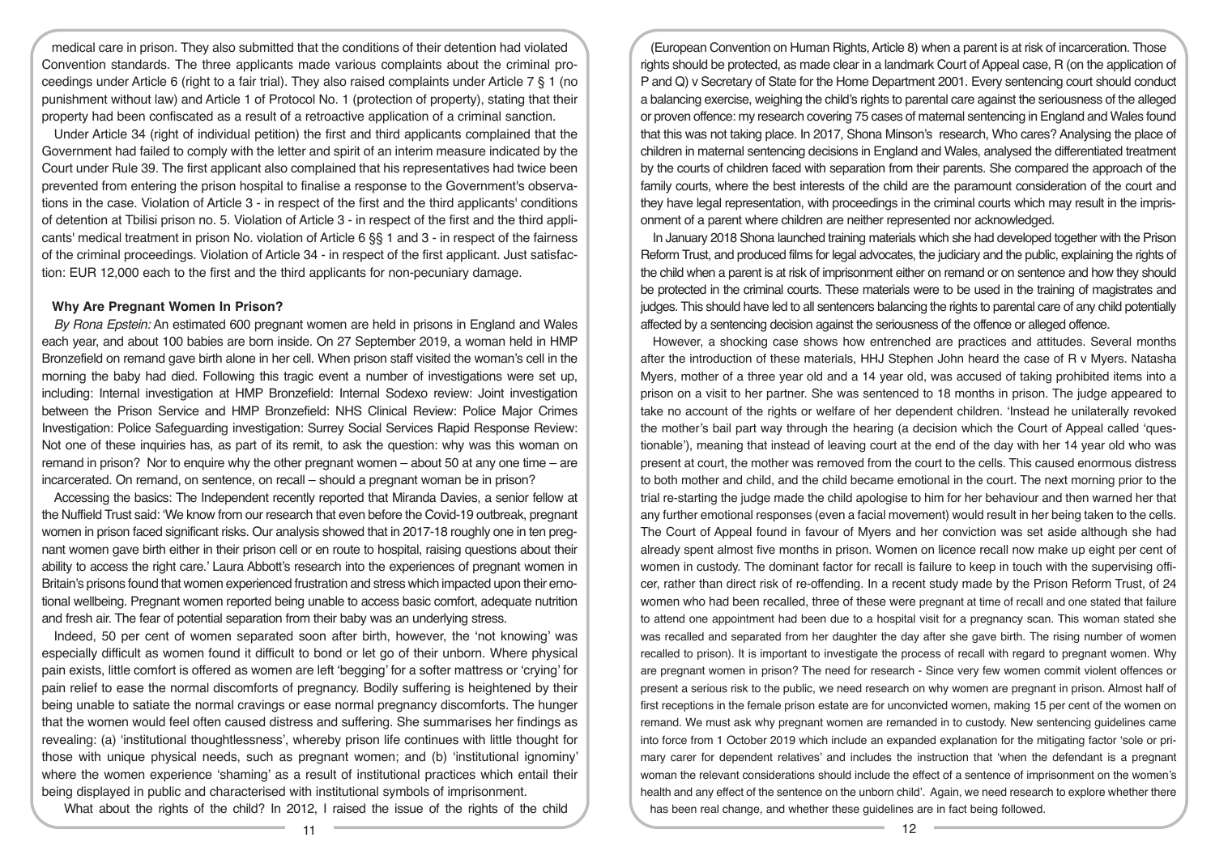medical care in prison. They also submitted that the conditions of their detention had violated Convention standards. The three applicants made various complaints about the criminal proceedings under Article 6 (right to a fair trial). They also raised complaints under Article 7 § 1 (no punishment without law) and Article 1 of Protocol No. 1 (protection of property), stating that their property had been confiscated as a result of a retroactive application of a criminal sanction.

Under Article 34 (right of individual petition) the first and third applicants complained that the Government had failed to comply with the letter and spirit of an interim measure indicated by the Court under Rule 39. The first applicant also complained that his representatives had twice been prevented from entering the prison hospital to finalise a response to the Government's observations in the case. Violation of Article 3 - in respect of the first and the third applicants' conditions of detention at Tbilisi prison no. 5. Violation of Article 3 - in respect of the first and the third applicants' medical treatment in prison No. violation of Article 6 §§ 1 and 3 - in respect of the fairness of the criminal proceedings. Violation of Article 34 - in respect of the first applicant. Just satisfaction: EUR 12,000 each to the first and the third applicants for non-pecuniary damage.

## Why Are Pregnant Women In Prison?

*By Rona Epstein:* An estimated 600 pregnant women are held in prisons in England and Wales each year, and about 100 babies are born inside. On 27 September 2019, a woman held in HMP Bronzefield on remand gave birth alone in her cell. When prison staff visited the woman's cell in the morning the baby had died. Following this tragic event a number of investigations were set up, including: Internal investigation at HMP Bronzefield: Internal Sodexo review: Joint investigation between the Prison Service and HMP Bronzefield: NHS Clinical Review: Police Major Crimes Investigation: Police Safeguarding investigation: Surrey Social Services Rapid Response Review: Not one of these inquiries has, as part of its remit, to ask the question: why was this woman on remand in prison? Nor to enquire why the other pregnant women – about 50 at any one time – are incarcerated. On remand, on sentence, on recall – should a pregnant woman be in prison?

Accessing the basics: The Independent recently reported that Miranda Davies, a senior fellow at the Nuffield Trust said: 'We know from our research that even before the Covid-19 outbreak, pregnant women in prison faced significant risks. Our analysis showed that in 2017-18 roughly one in ten pregnant women gave birth either in their prison cell or en route to hospital, raising questions about their ability to access the right care.' Laura Abbott's research into the experiences of pregnant women in Britain's prisons found that women experienced frustration and stress which impacted upon their emotional wellbeing. Pregnant women reported being unable to access basic comfort, adequate nutrition and fresh air. The fear of potential separation from their baby was an underlying stress.

Indeed, 50 per cent of women separated soon after birth, however, the 'not knowing' was especially difficult as women found it difficult to bond or let go of their unborn. Where physical pain exists, little comfort is offered as women are left 'begging' for a softer mattress or 'crying' for pain relief to ease the normal discomforts of pregnancy. Bodily suffering is heightened by their being unable to satiate the normal cravings or ease normal pregnancy discomforts. The hunger that the women would feel often caused distress and suffering. She summarises her findings as revealing: (a) 'institutional thoughtlessness', whereby prison life continues with little thought for those with unique physical needs, such as pregnant women; and (b) 'institutional ignominy' where the women experience 'shaming' as a result of institutional practices which entail their being displayed in public and characterised with institutional symbols of imprisonment.

What about the rights of the child? In 2012, I raised the issue of the rights of the child (European Convention on Human Rights, Article 8) when a parent is at risk of incarceration. Those rights should be protected, as made clear in a landmark Court of Appeal case, R (on the application of P and Q) v Secretary of State for the Home Department 2001. Every sentencing court should conduct a balancing exercise, weighing the child's rights to parental care against the seriousness of the alleged or proven offence: my research covering 75 cases of maternal sentencing in England and Wales found that this was not taking place. In 2017, Shona Minson's research, Who cares? Analysing the place of children in maternal sentencing decisions in England and Wales, analysed the differentiated treatment by the courts of children faced with separation from their parents. She compared the approach of the family courts, where the best interests of the child are the paramount consideration of the court and they have legal representation, with proceedings in the criminal courts which may result in the imprisonment of a parent where children are neither represented nor acknowledged.

In January 2018 Shona launched training materials which she had developed together with the Prison Reform Trust, and produced films for legal advocates, the judiciary and the public, explaining the rights of the child when a parent is at risk of imprisonment either on remand or on sentence and how they should be protected in the criminal courts. These materials were to be used in the training of magistrates and judges. This should have led to all sentencers balancing the rights to parental care of any child potentially affected by a sentencing decision against the seriousness of the offence or alleged offence.

However, a shocking case shows how entrenched are practices and attitudes. Several months after the introduction of these materials, HHJ Stephen John heard the case of R v Myers. Natasha Myers, mother of a three year old and a 14 year old, was accused of taking prohibited items into a prison on a visit to her partner. She was sentenced to 18 months in prison. The judge appeared to take no account of the rights or welfare of her dependent children. 'Instead he unilaterally revoked the mother's bail part way through the hearing (a decision which the Court of Appeal called 'questionable'), meaning that instead of leaving court at the end of the day with her 14 year old who was present at court, the mother was removed from the court to the cells. This caused enormous distress to both mother and child, and the child became emotional in the court. The next morning prior to the trial re-starting the judge made the child apologise to him for her behaviour and then warned her that any further emotional responses (even a facial movement) would result in her being taken to the cells. The Court of Appeal found in favour of Myers and her conviction was set aside although she had already spent almost five months in prison. Women on licence recall now make up eight per cent of women in custody. The dominant factor for recall is failure to keep in touch with the supervising officer, rather than direct risk of re-offending. In a recent study made by the Prison Reform Trust, of 24 women who had been recalled, three of these were pregnant at time of recall and one stated that failure to attend one appointment had been due to a hospital visit for a pregnancy scan. This woman stated she was recalled and separated from her daughter the day after she gave birth. The rising number of women recalled to prison). It is important to investigate the process of recall with regard to pregnant women. Why are pregnant women in prison? The need for research - Since very few women commit violent offences or present a serious risk to the public, we need research on why women are pregnant in prison. Almost half of first receptions in the female prison estate are for unconvicted women, making 15 per cent of the women on remand. We must ask why pregnant women are remanded in to custody. New sentencing guidelines came into force from 1 October 2019 which include an expanded explanation for the mitigating factor 'sole or primary carer for dependent relatives' and includes the instruction that 'when the defendant is a pregnant woman the relevant considerations should include the effect of a sentence of imprisonment on the women's health and any effect of the sentence on the unborn child'. Again, we need research to explore whether there has been real change, and whether these guidelines are in fact being followed.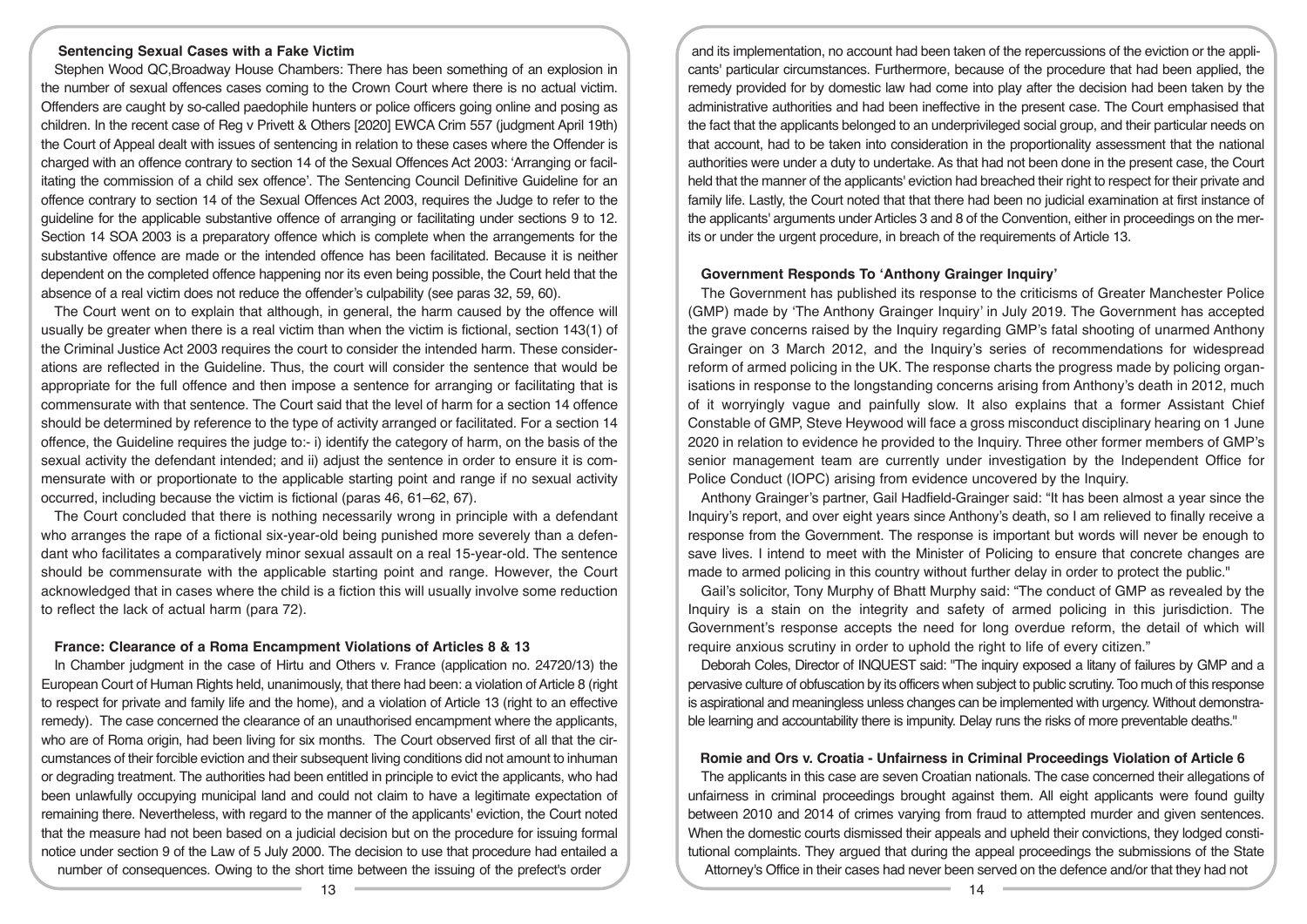### Sentencing Sexual Cases with a Fake Victim

Stephen Wood QC,Broadway House Chambers: There has been something of an explosion in the number of sexual offences cases coming to the Crown Court where there is no actual victim. Offenders are caught by so-called paedophile hunters or police officers going online and posing as children. In the recent case of Reg v Privett & Others [2020] EWCA Crim 557 (judgment April 19th) the Court of Appeal dealt with issues of sentencing in relation to these cases where the Offender is charged with an offence contrary to section 14 of the Sexual Offences Act 2003: 'Arranging or facilitating the commission of a child sex offence'. The Sentencing Council Definitive Guideline for an offence contrary to section 14 of the Sexual Offences Act 2003, requires the Judge to refer to the guideline for the applicable substantive offence of arranging or facilitating under sections 9 to 12. Section 14 SOA 2003 is a preparatory offence which is complete when the arrangements for the substantive offence are made or the intended offence has been facilitated. Because it is neither dependent on the completed offence happening nor its even being possible, the Court held that the absence of a real victim does not reduce the offender's culpability (see paras 32, 59, 60).

The Court went on to explain that although, in general, the harm caused by the offence will usually be greater when there is a real victim than when the victim is fictional, section 143(1) of the Criminal Justice Act 2003 requires the court to consider the intended harm. These considerations are reflected in the Guideline. Thus, the court will consider the sentence that would be appropriate for the full offence and then impose a sentence for arranging or facilitating that is commensurate with that sentence. The Court said that the level of harm for a section 14 offence should be determined by reference to the type of activity arranged or facilitated. For a section 14 offence, the Guideline requires the judge to:- i) identify the category of harm, on the basis of the sexual activity the defendant intended; and ii) adjust the sentence in order to ensure it is commensurate with or proportionate to the applicable starting point and range if no sexual activity occurred, including because the victim is fictional (paras 46, 61–62, 67).

The Court concluded that there is nothing necessarily wrong in principle with a defendant who arranges the rape of a fictional six-year-old being punished more severely than a defendant who facilitates a comparatively minor sexual assault on a real 15-year-old. The sentence should be commensurate with the applicable starting point and range. However, the Court acknowledged that in cases where the child is a fiction this will usually involve some reduction to reflect the lack of actual harm (para 72).

### France: Clearance of a Roma Encampment Violations of Articles 8 & 13

In Chamber judgment in the case of Hirtu and Others v. France (application no. 24720/13) the European Court of Human Rights held, unanimously, that there had been: a violation of Article 8 (right to respect for private and family life and the home), and a violation of Article 13 (right to an effective remedy). The case concerned the clearance of an unauthorised encampment where the applicants, who are of Roma origin, had been living for six months. The Court observed first of all that the circumstances of their forcible eviction and their subsequent living conditions did not amount to inhuman or degrading treatment. The authorities had been entitled in principle to evict the applicants, who had been unlawfully occupying municipal land and could not claim to have a legitimate expectation of remaining there. Nevertheless, with regard to the manner of the applicants' eviction, the Court noted that the measure had not been based on a judicial decision but on the procedure for issuing formal notice under section 9 of the Law of 5 July 2000. The decision to use that procedure had entailed a number of consequences. Owing to the short time between the issuing of the prefect's order and its implementation, no account had been taken of the repercussions of the eviction or the applicants' particular circumstances. Furthermore, because of the procedure that had been applied, the remedy provided for by domestic law had come into play after the decision had been taken by the administrative authorities and had been ineffective in the present case. The Court emphasised that the fact that the applicants belonged to an underprivileged social group, and their particular needs on that account, had to be taken into consideration in the proportionality assessment that the national authorities were under a duty to undertake. As that had not been done in the present case, the Court held that the manner of the applicants' eviction had breached their right to respect for their private and family life. Lastly, the Court noted that that there had been no judicial examination at first instance of the applicants' arguments under Articles 3 and 8 of the Convention, either in proceedings on the merits or under the urgent procedure, in breach of the requirements of Article 13.

### Government Responds To 'Anthony Grainger Inquiry'

The Government has published its response to the criticisms of Greater Manchester Police (GMP) made by 'The Anthony Grainger Inquiry' in July 2019. The Government has accepted the grave concerns raised by the Inquiry regarding GMP's fatal shooting of unarmed Anthony Grainger on 3 March 2012, and the Inquiry's series of recommendations for widespread reform of armed policing in the UK. The response charts the progress made by policing organisations in response to the longstanding concerns arising from Anthony's death in 2012, much of it worryingly vague and painfully slow. It also explains that a former Assistant Chief Constable of GMP, Steve Heywood will face a gross misconduct disciplinary hearing on 1 June 2020 in relation to evidence he provided to the Inquiry. Three other former members of GMP's senior management team are currently under investigation by the Independent Office for Police Conduct (IOPC) arising from evidence uncovered by the Inquiry.

Anthony Grainger's partner, Gail Hadfield-Grainger said: "It has been almost a year since the Inquiry's report, and over eight years since Anthony's death, so I am relieved to finally receive a response from the Government. The response is important but words will never be enough to save lives. I intend to meet with the Minister of Policing to ensure that concrete changes are made to armed policing in this country without further delay in order to protect the public."

Gail's solicitor, Tony Murphy of Bhatt Murphy said: "The conduct of GMP as revealed by the Inquiry is a stain on the integrity and safety of armed policing in this jurisdiction. The Government's response accepts the need for long overdue reform, the detail of which will require anxious scrutiny in order to uphold the right to life of every citizen."

Deborah Coles, Director of INQUEST said: "The inquiry exposed a litany of failures by GMP and a pervasive culture of obfuscation by its officers when subject to public scrutiny. Too much of this response is aspirational and meaningless unless changes can be implemented with urgency. Without demonstrable learning and accountability there is impunity. Delay runs the risks of more preventable deaths."

### Romie and Ors v. Croatia - Unfairness in Criminal Proceedings Violation of Article 6

The applicants in this case are seven Croatian nationals. The case concerned their allegations of unfairness in criminal proceedings brought against them. All eight applicants were found guilty between 2010 and 2014 of crimes varying from fraud to attempted murder and given sentences. When the domestic courts dismissed their appeals and upheld their convictions, they lodged constitutional complaints. They argued that during the appeal proceedings the submissions of the State Attorney's Office in their cases had never been served on the defence and/or that they had not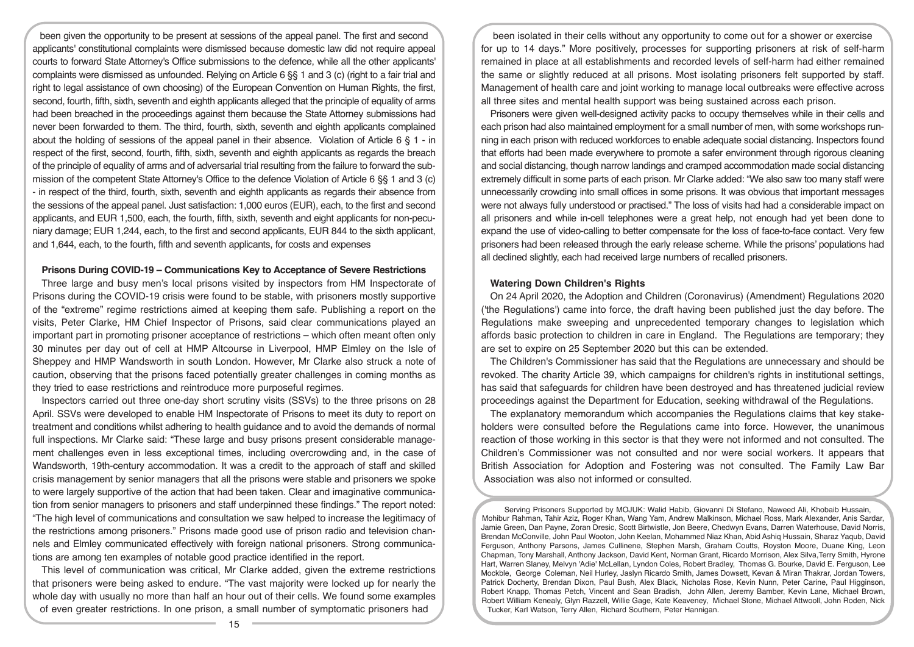been given the opportunity to be present at sessions of the appeal panel. The first and second applicants' constitutional complaints were dismissed because domestic law did not require appeal courts to forward State Attorney's Office submissions to the defence, while all the other applicants' complaints were dismissed as unfounded. Relying on Article 6 §§ 1 and 3 (c) (right to a fair trial and right to legal assistance of own choosing) of the European Convention on Human Rights, the first, second, fourth, fifth, sixth, seventh and eighth applicants alleged that the principle of equality of arms had been breached in the proceedings against them because the State Attorney submissions had never been forwarded to them. The third, fourth, sixth, seventh and eighth applicants complained about the holding of sessions of the appeal panel in their absence. Violation of Article 6 § 1 - in respect of the first, second, fourth, fifth, sixth, seventh and eighth applicants as regards the breach of the principle of equality of arms and of adversarial trial resulting from the failure to forward the submission of the competent State Attorney's Office to the defence Violation of Article 6 §§ 1 and 3 (c) - in respect of the third, fourth, sixth, seventh and eighth applicants as regards their absence from the sessions of the appeal panel. Just satisfaction: 1,000 euros (EUR), each, to the first and second applicants, and EUR 1,500, each, the fourth, fifth, sixth, seventh and eight applicants for non-pecuniary damage; EUR 1,244, each, to the first and second applicants, EUR 844 to the sixth applicant, and 1,644, each, to the fourth, fifth and seventh applicants, for costs and expenses

### Prisons During COVID-19 – Communications Key to Acceptance of Severe Restrictions

Three large and busy men's local prisons visited by inspectors from HM Inspectorate of Prisons during the COVID-19 crisis were found to be stable, with prisoners mostly supportive of the "extreme" regime restrictions aimed at keeping them safe. Publishing a report on the visits, Peter Clarke, HM Chief Inspector of Prisons, said clear communications played an important part in promoting prisoner acceptance of restrictions – which often meant often only 30 minutes per day out of cell at HMP Altcourse in Liverpool, HMP Elmley on the Isle of Sheppey and HMP Wandsworth in south London. However, Mr Clarke also struck a note of caution, observing that the prisons faced potentially greater challenges in coming months as they tried to ease restrictions and reintroduce more purposeful regimes.

Inspectors carried out three one-day short scrutiny visits (SSVs) to the three prisons on 28 April. SSVs were developed to enable HM Inspectorate of Prisons to meet its duty to report on treatment and conditions whilst adhering to health guidance and to avoid the demands of normal full inspections. Mr Clarke said: "These large and busy prisons present considerable management challenges even in less exceptional times, including overcrowding and, in the case of Wandsworth, 19th-century accommodation. It was a credit to the approach of staff and skilled crisis management by senior managers that all the prisons were stable and prisoners we spoke to were largely supportive of the action that had been taken. Clear and imaginative communication from senior managers to prisoners and staff underpinned these findings." The report noted: "The high level of communications and consultation we saw helped to increase the legitimacy of the restrictions among prisoners." Prisons made good use of prison radio and television channels and Elmley communicated effectively with foreign national prisoners. Strong communications are among ten examples of notable good practice identified in the report.

This level of communication was critical, Mr Clarke added, given the extreme restrictions that prisoners were being asked to endure. "The vast majority were locked up for nearly the whole day with usually no more than half an hour out of their cells. We found some examples of even greater restrictions. In one prison, a small number of symptomatic prisoners had been isolated in their cells without any opportunity to come out for a shower or exercise for up to 14 days." More positively, processes for supporting prisoners at risk of self-harm remained in place at all establishments and recorded levels of self-harm had either remained the same or slightly reduced at all prisons. Most isolating prisoners felt supported by staff. Management of health care and joint working to manage local outbreaks were effective across all three sites and mental health support was being sustained across each prison.

Prisoners were given well-designed activity packs to occupy themselves while in their cells and each prison had also maintained employment for a small number of men, with some workshops running in each prison with reduced workforces to enable adequate social distancing. Inspectors found that efforts had been made everywhere to promote a safer environment through rigorous cleaning and social distancing, though narrow landings and cramped accommodation made social distancing extremely difficult in some parts of each prison. Mr Clarke added: "We also saw too many staff were unnecessarily crowding into small offices in some prisons. It was obvious that important messages were not always fully understood or practised." The loss of visits had had a considerable impact on all prisoners and while in-cell telephones were a great help, not enough had yet been done to expand the use of video-calling to better compensate for the loss of face-to-face contact. Very few prisoners had been released through the early release scheme. While the prisons' populations had all declined slightly, each had received large numbers of recalled prisoners.

### Watering Down Children's Rights

On 24 April 2020, the Adoption and Children (Coronavirus) (Amendment) Regulations 2020 ('the Regulations') came into force, the draft having been published just the day before. The Regulations make sweeping and unprecedented temporary changes to legislation which affords basic protection to children in care in England. The Regulations are temporary; they are set to expire on 25 September 2020 but this can be extended.

The Children's Commissioner has said that the Regulations are unnecessary and should be revoked. The charity Article 39, which campaigns for children's rights in institutional settings, has said that safeguards for children have been destroyed and has threatened judicial review proceedings against the Department for Education, seeking withdrawal of the Regulations.

The explanatory memorandum which accompanies the Regulations claims that key stakeholders were consulted before the Regulations came into force. However, the unanimous reaction of those working in this sector is that they were not informed and not consulted. The Children's Commissioner was not consulted and nor were social workers. It appears that British Association for Adoption and Fostering was not consulted. The Family Law Bar Association was also not informed or consulted.

Serving Prisoners Supported by MOJUK: Walid Habib, Giovanni Di Stefano, Naweed Ali, Khobaib Hussain, Mohibur Rahman, Tahir Aziz, Roger Khan, Wang Yam, Andrew Malkinson, Michael Ross, Mark Alexander, Anis Sardar, Jamie Green, Dan Payne, Zoran Dresic, Scott Birtwistle, Jon Beere, Chedwyn Evans, Darren Waterhouse, David Norris, Brendan McConville, John Paul Wooton, John Keelan, Mohammed Niaz Khan, Abid Ashiq Hussain, Sharaz Yaqub, David Ferguson, Anthony Parsons, James Cullinene, Stephen Marsh, Graham Coutts, Royston Moore, Duane King, Leon Chapman, Tony Marshall, Anthony Jackson, David Kent, Norman Grant, Ricardo Morrison, Alex Silva, Terry Smith, Hyrone Hart, Warren Slaney, Melvyn 'Adie' McLellan, Lyndon Coles, Robert Bradley, Thomas G. Bourke, David E. Ferguson, Lee Mockble, George Coleman, Neil Hurley, Jaslyn Ricardo Smith, James Dowsett, Kevan & Miran Thakrar, Jordan Towers, Patrick Docherty, Brendan Dixon, Paul Bush, Alex Black, Nicholas Rose, Kevin Nunn, Peter Carine, Paul Higginson, Robert Knapp, Thomas Petch, Vincent and Sean Bradish, John Allen, Jeremy Bamber, Kevin Lane, Michael Brown, Robert William Kenealy, Glyn Razzell, Willie Gage, Kate Keaveney, Michael Stone, Michael Attwooll, John Roden, Nick Tucker, Karl Watson, Terry Allen, Richard Southern, Peter Hannigan.